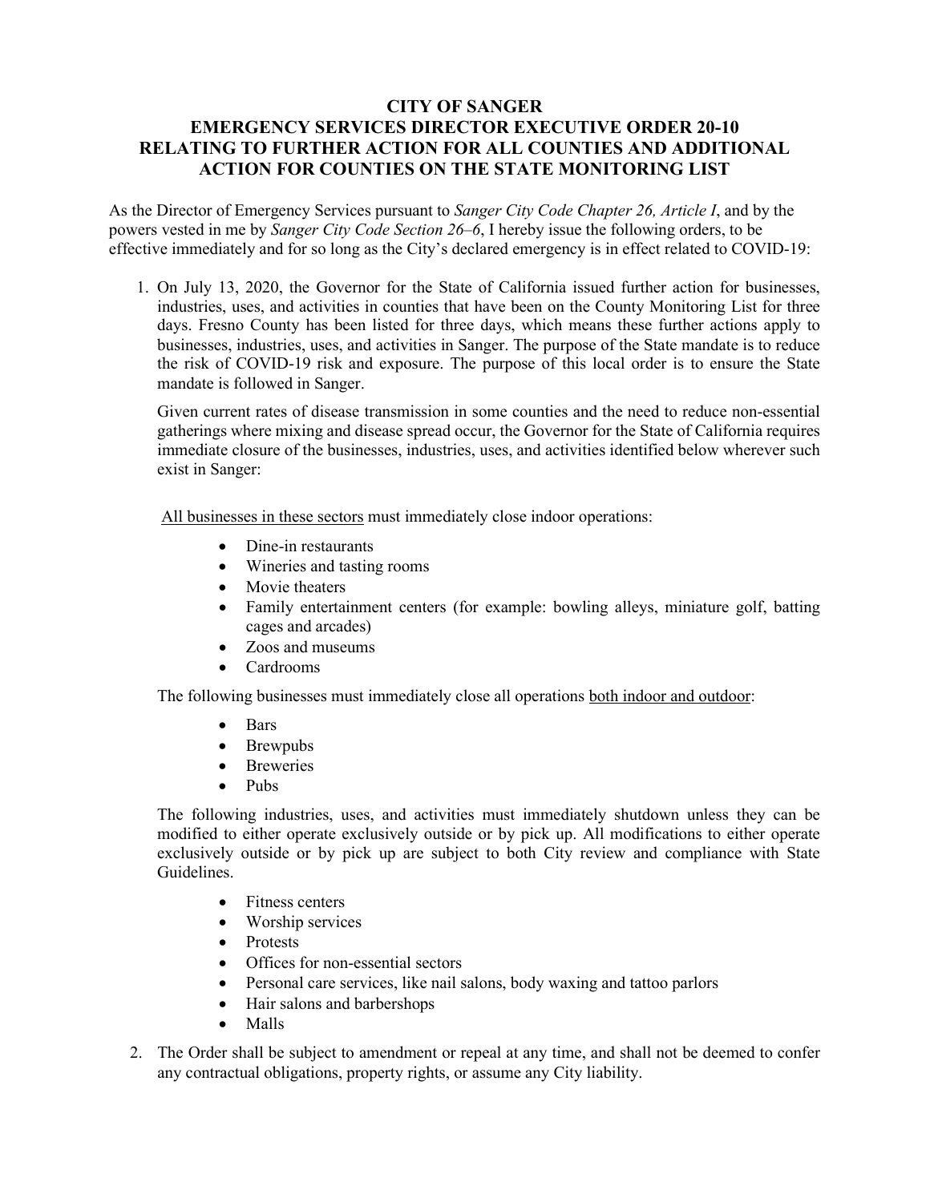# CITY OF SANGER
# EMERGENCY SERVICES DIRECTOR EXECUTIVE ORDER 20-10
# RELATING TO FURTHER ACTION FOR ALL COUNTIES AND ADDITIONAL ACTION FOR COUNTIES ON THE STATE MONITORING LIST

As the Director of Emergency Services pursuant to *Sanger City Code Chapter 26, Article I*, and by the powers vested in me by *Sanger City Code Section 26–6*, I hereby issue the following orders, to be effective immediately and for so long as the City's declared emergency is in effect related to COVID-19:

1. On July 13, 2020, the Governor for the State of California issued further action for businesses, industries, uses, and activities in counties that have been on the County Monitoring List for three days. Fresno County has been listed for three days, which means these further actions apply to businesses, industries, uses, and activities in Sanger. The purpose of the State mandate is to reduce the risk of COVID-19 risk and exposure. The purpose of this local order is to ensure the State mandate is followed in Sanger.

   Given current rates of disease transmission in some counties and the need to reduce non-essential gatherings where mixing and disease spread occur, the Governor for the State of California requires immediate closure of the businesses, industries, uses, and activities identified below wherever such exist in Sanger:

   <u>All businesses in these sectors</u> must immediately close indoor operations:

   - Dine-in restaurants
   - Wineries and tasting rooms
   - Movie theaters
   - Family entertainment centers (for example: bowling alleys, miniature golf, batting cages and arcades)
   - Zoos and museums
   - Cardrooms

   The following businesses must immediately close all operations <u>both indoor and outdoor</u>:

   - Bars
   - Brewpubs
   - Breweries
   - Pubs

   The following industries, uses, and activities must immediately shutdown unless they can be modified to either operate exclusively outside or by pick up. All modifications to either operate exclusively outside or by pick up are subject to both City review and compliance with State Guidelines.

   - Fitness centers
   - Worship services
   - Protests
   - Offices for non-essential sectors
   - Personal care services, like nail salons, body waxing and tattoo parlors
   - Hair salons and barbershops
   - Malls

2. The Order shall be subject to amendment or repeal at any time, and shall not be deemed to confer any contractual obligations, property rights, or assume any City liability.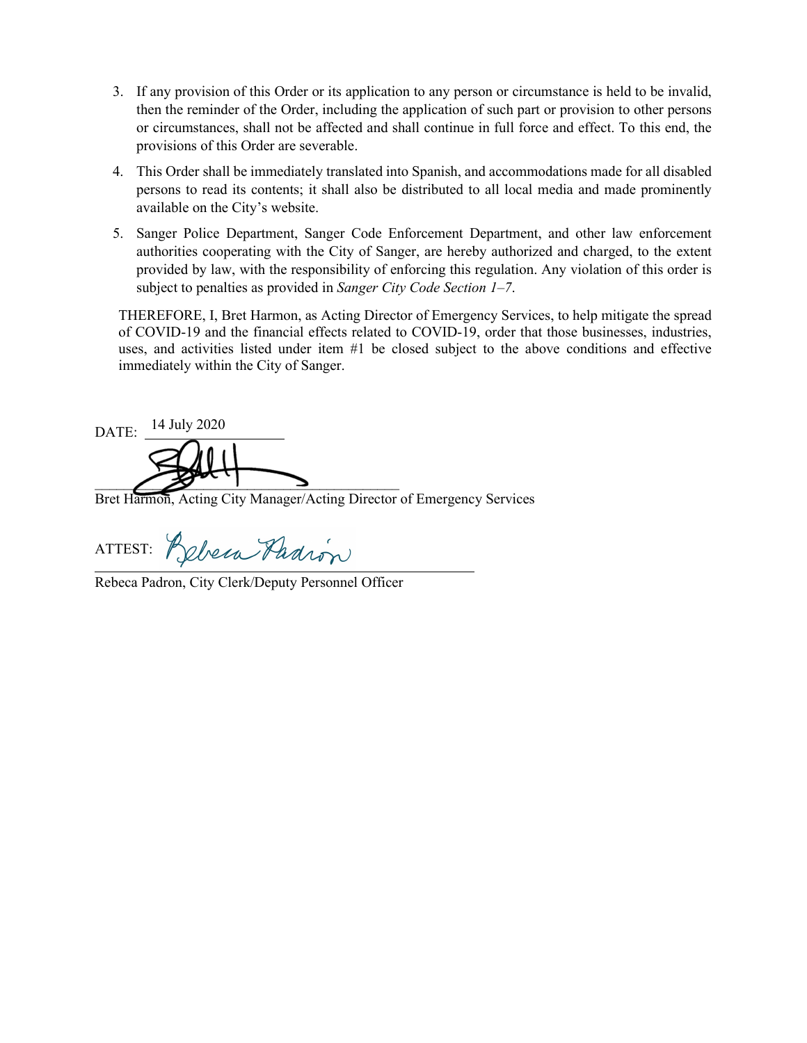3. If any provision of this Order or its application to any person or circumstance is held to be invalid, then the reminder of the Order, including the application of such part or provision to other persons or circumstances, shall not be affected and shall continue in full force and effect. To this end, the provisions of this Order are severable.
4. This Order shall be immediately translated into Spanish, and accommodations made for all disabled persons to read its contents; it shall also be distributed to all local media and made prominently available on the City's website.
5. Sanger Police Department, Sanger Code Enforcement Department, and other law enforcement authorities cooperating with the City of Sanger, are hereby authorized and charged, to the extent provided by law, with the responsibility of enforcing this regulation. Any violation of this order is subject to penalties as provided in *Sanger City Code Section 1–7*.

THEREFORE, I, Bret Harmon, as Acting Director of Emergency Services, to help mitigate the spread of COVID-19 and the financial effects related to COVID-19, order that those businesses, industries, uses, and activities listed under item #1 be closed subject to the above conditions and effective immediately within the City of Sanger.

DATE: 14 July 2020

Bret Harmon, Acting City Manager/Acting Director of Emergency Services

ATTEST:

Rebeca Padron, City Clerk/Deputy Personnel Officer